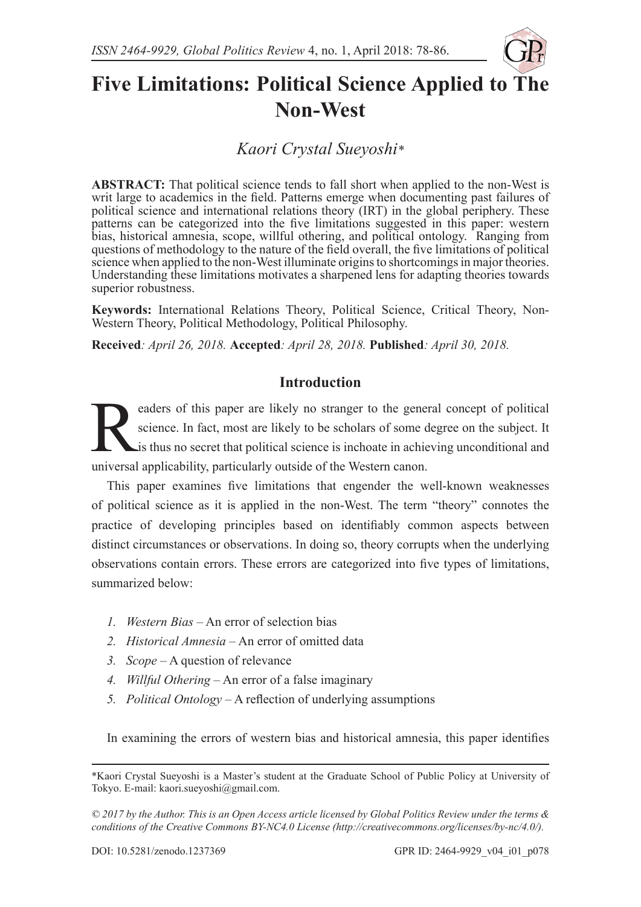# Five Limitations: Political Science Applied to The Non-West

*Kaori Crystal Sueyoshi**

**ABSTRACT:** That political science tends to fall short when applied to the non-West is writ large to academics in the field. Patterns emerge when documenting past failures of political science and international relations theory (IRT) in the global periphery. These patterns can be categorized into the five limitations suggested in this paper: western bias, historical amnesia, scope, willful othering, and political ontology. Ranging from questions of methodology to the nature of the field overall, the five limitations of political science when applied to the non-West illuminate origins to shortcomings in major theories. Understanding these limitations motivates a sharpened lens for adapting theories towards superior robustness.

**Keywords:** International Relations Theory, Political Science, Critical Theory, Non-Western Theory, Political Methodology, Political Philosophy.

**Received***: April 26, 2018.* **Accepted***: April 28, 2018.* **Published***: April 30, 2018.*

## Introduction

Readers of this paper are likely no stranger to the general concept of political science. In fact, most are likely to be scholars of some degree on the subject. It is thus no secret that political science is inchoate in achieving unconditional and universal applicability, particularly outside of the Western canon.

This paper examines five limitations that engender the well-known weaknesses of political science as it is applied in the non-West. The term "theory" connotes the practice of developing principles based on identifiably common aspects between distinct circumstances or observations. In doing so, theory corrupts when the underlying observations contain errors. These errors are categorized into five types of limitations, summarized below:

1. *Western Bias* – An error of selection bias
2. *Historical Amnesia* – An error of omitted data
3. *Scope* – A question of relevance
4. *Willful Othering* – An error of a false imaginary
5. *Political Ontology* – A reflection of underlying assumptions

In examining the errors of western bias and historical amnesia, this paper identifies

---

*Kaori Crystal Sueyoshi is a Master's student at the Graduate School of Public Policy at University of Tokyo. E-mail: kaori.sueyoshi@gmail.com.

*© 2017 by the Author. This is an Open Access article licensed by Global Politics Review under the terms & conditions of the Creative Commons BY-NC4.0 License (http://creativecommons.org/licenses/by-nc/4.0/).*

DOI: 10.5281/zenodo.1237369 GPR ID: 2464-9929_v04_i01_p078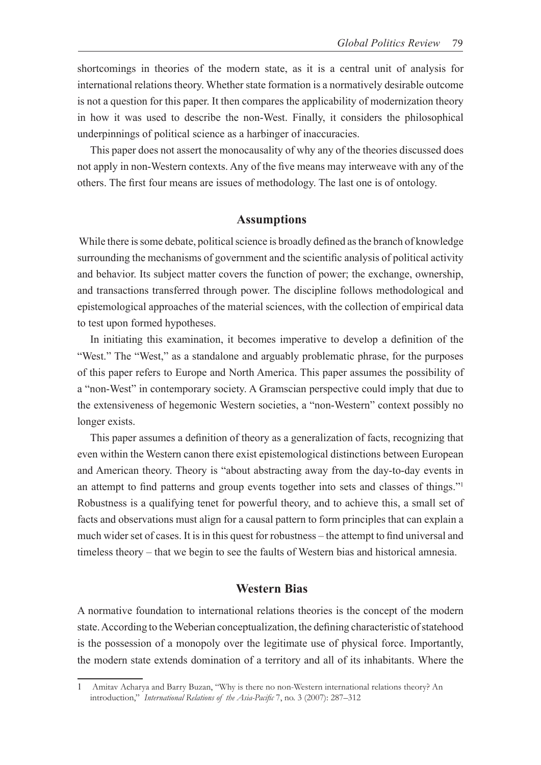shortcomings in theories of the modern state, as it is a central unit of analysis for international relations theory. Whether state formation is a normatively desirable outcome is not a question for this paper. It then compares the applicability of modernization theory in how it was used to describe the non-West. Finally, it considers the philosophical underpinnings of political science as a harbinger of inaccuracies.

This paper does not assert the monocausality of why any of the theories discussed does not apply in non-Western contexts. Any of the five means may interweave with any of the others. The first four means are issues of methodology. The last one is of ontology.

## Assumptions

While there is some debate, political science is broadly defined as the branch of knowledge surrounding the mechanisms of government and the scientific analysis of political activity and behavior. Its subject matter covers the function of power; the exchange, ownership, and transactions transferred through power. The discipline follows methodological and epistemological approaches of the material sciences, with the collection of empirical data to test upon formed hypotheses.

In initiating this examination, it becomes imperative to develop a definition of the "West." The "West," as a standalone and arguably problematic phrase, for the purposes of this paper refers to Europe and North America. This paper assumes the possibility of a "non-West" in contemporary society. A Gramscian perspective could imply that due to the extensiveness of hegemonic Western societies, a "non-Western" context possibly no longer exists.

This paper assumes a definition of theory as a generalization of facts, recognizing that even within the Western canon there exist epistemological distinctions between European and American theory. Theory is "about abstracting away from the day-to-day events in an attempt to find patterns and group events together into sets and classes of things."[1] Robustness is a qualifying tenet for powerful theory, and to achieve this, a small set of facts and observations must align for a causal pattern to form principles that can explain a much wider set of cases. It is in this quest for robustness – the attempt to find universal and timeless theory – that we begin to see the faults of Western bias and historical amnesia.

## Western Bias

A normative foundation to international relations theories is the concept of the modern state. According to the Weberian conceptualization, the defining characteristic of statehood is the possession of a monopoly over the legitimate use of physical force. Importantly, the modern state extends domination of a territory and all of its inhabitants. Where the

---

1 Amitav Acharya and Barry Buzan, "Why is there no non-Western international relations theory? An introduction," *International Relations of the Asia-Pacific* 7, no. 3 (2007): 287–312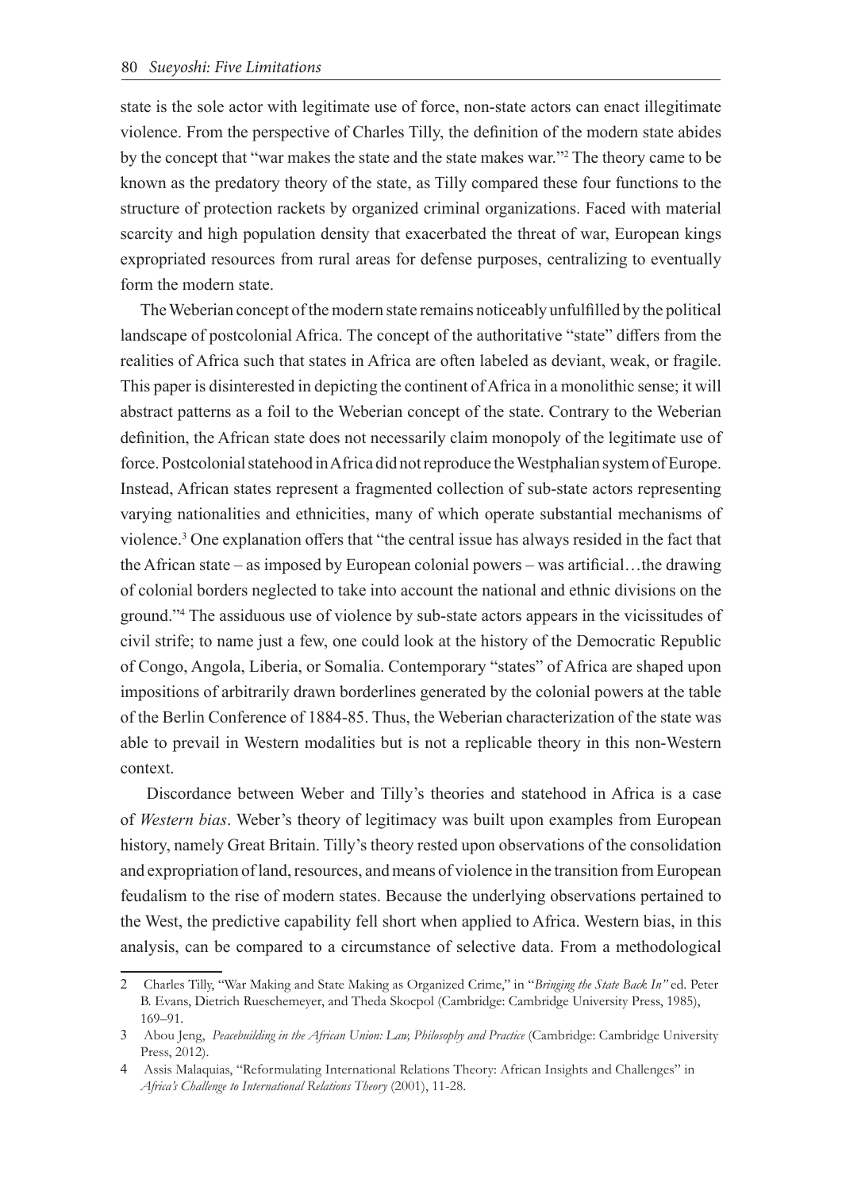state is the sole actor with legitimate use of force, non-state actors can enact illegitimate violence. From the perspective of Charles Tilly, the definition of the modern state abides by the concept that "war makes the state and the state makes war."[2] The theory came to be known as the predatory theory of the state, as Tilly compared these four functions to the structure of protection rackets by organized criminal organizations. Faced with material scarcity and high population density that exacerbated the threat of war, European kings expropriated resources from rural areas for defense purposes, centralizing to eventually form the modern state.

The Weberian concept of the modern state remains noticeably unfulfilled by the political landscape of postcolonial Africa. The concept of the authoritative "state" differs from the realities of Africa such that states in Africa are often labeled as deviant, weak, or fragile. This paper is disinterested in depicting the continent of Africa in a monolithic sense; it will abstract patterns as a foil to the Weberian concept of the state. Contrary to the Weberian definition, the African state does not necessarily claim monopoly of the legitimate use of force. Postcolonial statehood in Africa did not reproduce the Westphalian system of Europe. Instead, African states represent a fragmented collection of sub-state actors representing varying nationalities and ethnicities, many of which operate substantial mechanisms of violence.[3] One explanation offers that "the central issue has always resided in the fact that the African state – as imposed by European colonial powers – was artificial…the drawing of colonial borders neglected to take into account the national and ethnic divisions on the ground."[4] The assiduous use of violence by sub-state actors appears in the vicissitudes of civil strife; to name just a few, one could look at the history of the Democratic Republic of Congo, Angola, Liberia, or Somalia. Contemporary "states" of Africa are shaped upon impositions of arbitrarily drawn borderlines generated by the colonial powers at the table of the Berlin Conference of 1884-85. Thus, the Weberian characterization of the state was able to prevail in Western modalities but is not a replicable theory in this non-Western context.

Discordance between Weber and Tilly's theories and statehood in Africa is a case of *Western bias*. Weber's theory of legitimacy was built upon examples from European history, namely Great Britain. Tilly's theory rested upon observations of the consolidation and expropriation of land, resources, and means of violence in the transition from European feudalism to the rise of modern states. Because the underlying observations pertained to the West, the predictive capability fell short when applied to Africa. Western bias, in this analysis, can be compared to a circumstance of selective data. From a methodological

---

2 Charles Tilly, "War Making and State Making as Organized Crime," in "*Bringing the State Back In"* ed. Peter B. Evans, Dietrich Rueschemeyer, and Theda Skocpol (Cambridge: Cambridge University Press, 1985), 169–91.

3 Abou Jeng, *Peacebuilding in the African Union: Law, Philosophy and Practice* (Cambridge: Cambridge University Press, 2012).

4 Assis Malaquias, "Reformulating International Relations Theory: African Insights and Challenges" in *Africa's Challenge to International Relations Theory* (2001), 11-28.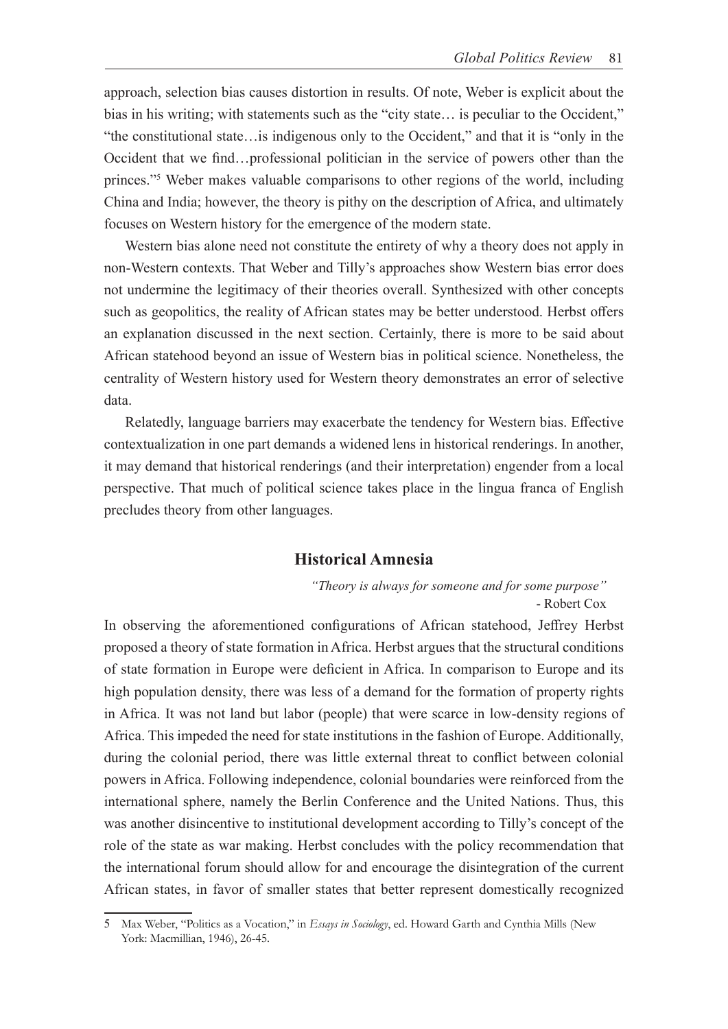approach, selection bias causes distortion in results. Of note, Weber is explicit about the bias in his writing; with statements such as the "city state… is peculiar to the Occident," "the constitutional state…is indigenous only to the Occident," and that it is "only in the Occident that we find…professional politician in the service of powers other than the princes."[5] Weber makes valuable comparisons to other regions of the world, including China and India; however, the theory is pithy on the description of Africa, and ultimately focuses on Western history for the emergence of the modern state.

Western bias alone need not constitute the entirety of why a theory does not apply in non-Western contexts. That Weber and Tilly's approaches show Western bias error does not undermine the legitimacy of their theories overall. Synthesized with other concepts such as geopolitics, the reality of African states may be better understood. Herbst offers an explanation discussed in the next section. Certainly, there is more to be said about African statehood beyond an issue of Western bias in political science. Nonetheless, the centrality of Western history used for Western theory demonstrates an error of selective data.

Relatedly, language barriers may exacerbate the tendency for Western bias. Effective contextualization in one part demands a widened lens in historical renderings. In another, it may demand that historical renderings (and their interpretation) engender from a local perspective. That much of political science takes place in the lingua franca of English precludes theory from other languages.

## Historical Amnesia

*"Theory is always for someone and for some purpose"*
- Robert Cox

In observing the aforementioned configurations of African statehood, Jeffrey Herbst proposed a theory of state formation in Africa. Herbst argues that the structural conditions of state formation in Europe were deficient in Africa. In comparison to Europe and its high population density, there was less of a demand for the formation of property rights in Africa. It was not land but labor (people) that were scarce in low-density regions of Africa. This impeded the need for state institutions in the fashion of Europe. Additionally, during the colonial period, there was little external threat to conflict between colonial powers in Africa. Following independence, colonial boundaries were reinforced from the international sphere, namely the Berlin Conference and the United Nations. Thus, this was another disincentive to institutional development according to Tilly's concept of the role of the state as war making. Herbst concludes with the policy recommendation that the international forum should allow for and encourage the disintegration of the current African states, in favor of smaller states that better represent domestically recognized

---

5 Max Weber, "Politics as a Vocation," in *Essays in Sociology*, ed. Howard Garth and Cynthia Mills (New York: Macmillian, 1946), 26-45.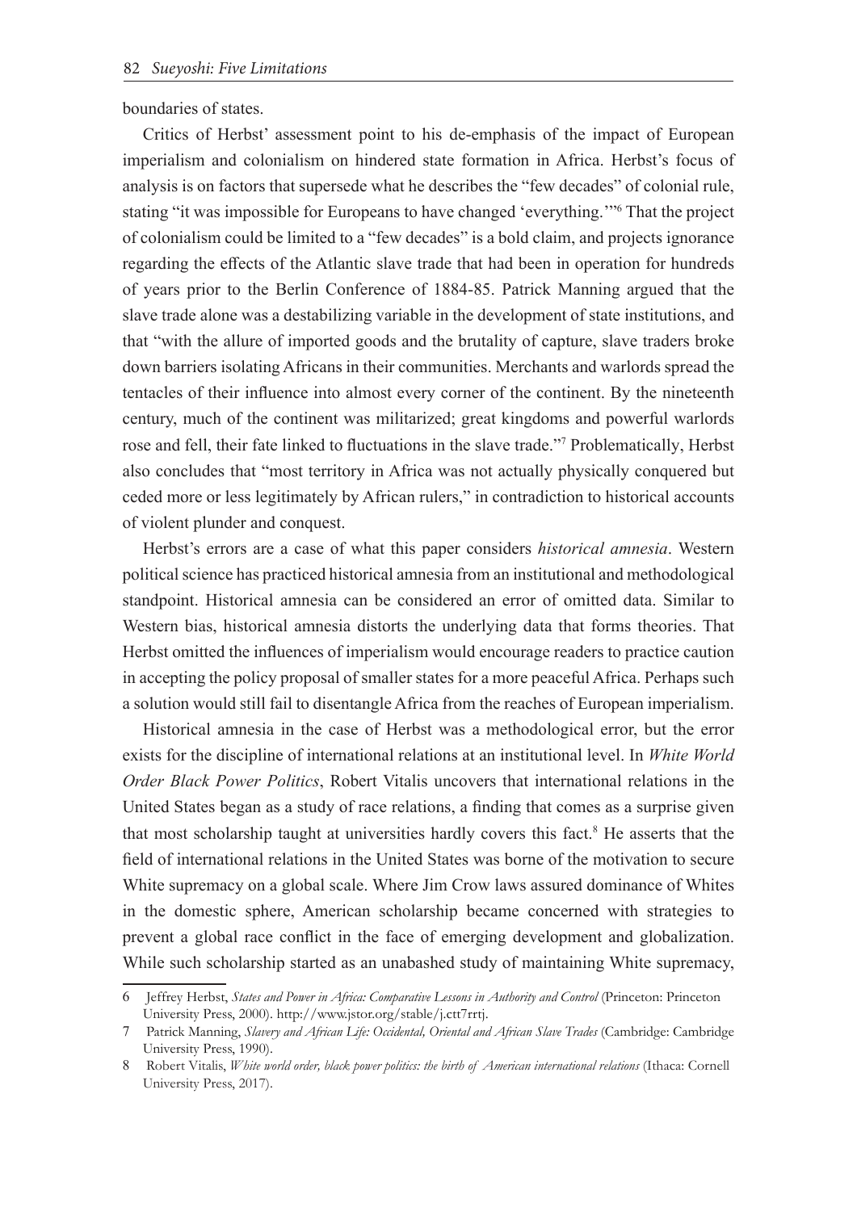boundaries of states.

Critics of Herbst' assessment point to his de-emphasis of the impact of European imperialism and colonialism on hindered state formation in Africa. Herbst's focus of analysis is on factors that supersede what he describes the "few decades" of colonial rule, stating "it was impossible for Europeans to have changed 'everything.'"[6] That the project of colonialism could be limited to a "few decades" is a bold claim, and projects ignorance regarding the effects of the Atlantic slave trade that had been in operation for hundreds of years prior to the Berlin Conference of 1884-85. Patrick Manning argued that the slave trade alone was a destabilizing variable in the development of state institutions, and that "with the allure of imported goods and the brutality of capture, slave traders broke down barriers isolating Africans in their communities. Merchants and warlords spread the tentacles of their influence into almost every corner of the continent. By the nineteenth century, much of the continent was militarized; great kingdoms and powerful warlords rose and fell, their fate linked to fluctuations in the slave trade."[7] Problematically, Herbst also concludes that "most territory in Africa was not actually physically conquered but ceded more or less legitimately by African rulers," in contradiction to historical accounts of violent plunder and conquest.

Herbst's errors are a case of what this paper considers *historical amnesia*. Western political science has practiced historical amnesia from an institutional and methodological standpoint. Historical amnesia can be considered an error of omitted data. Similar to Western bias, historical amnesia distorts the underlying data that forms theories. That Herbst omitted the influences of imperialism would encourage readers to practice caution in accepting the policy proposal of smaller states for a more peaceful Africa. Perhaps such a solution would still fail to disentangle Africa from the reaches of European imperialism.

Historical amnesia in the case of Herbst was a methodological error, but the error exists for the discipline of international relations at an institutional level. In *White World Order Black Power Politics*, Robert Vitalis uncovers that international relations in the United States began as a study of race relations, a finding that comes as a surprise given that most scholarship taught at universities hardly covers this fact.[8] He asserts that the field of international relations in the United States was borne of the motivation to secure White supremacy on a global scale. Where Jim Crow laws assured dominance of Whites in the domestic sphere, American scholarship became concerned with strategies to prevent a global race conflict in the face of emerging development and globalization. While such scholarship started as an unabashed study of maintaining White supremacy,

---

6 Jeffrey Herbst, *States and Power in Africa: Comparative Lessons in Authority and Control* (Princeton: Princeton University Press, 2000). http://www.jstor.org/stable/j.ctt7rrtj.

7 Patrick Manning, *Slavery and African Life: Occidental, Oriental and African Slave Trades* (Cambridge: Cambridge University Press, 1990).

8 Robert Vitalis, *White world order, black power politics: the birth of American international relations* (Ithaca: Cornell University Press, 2017).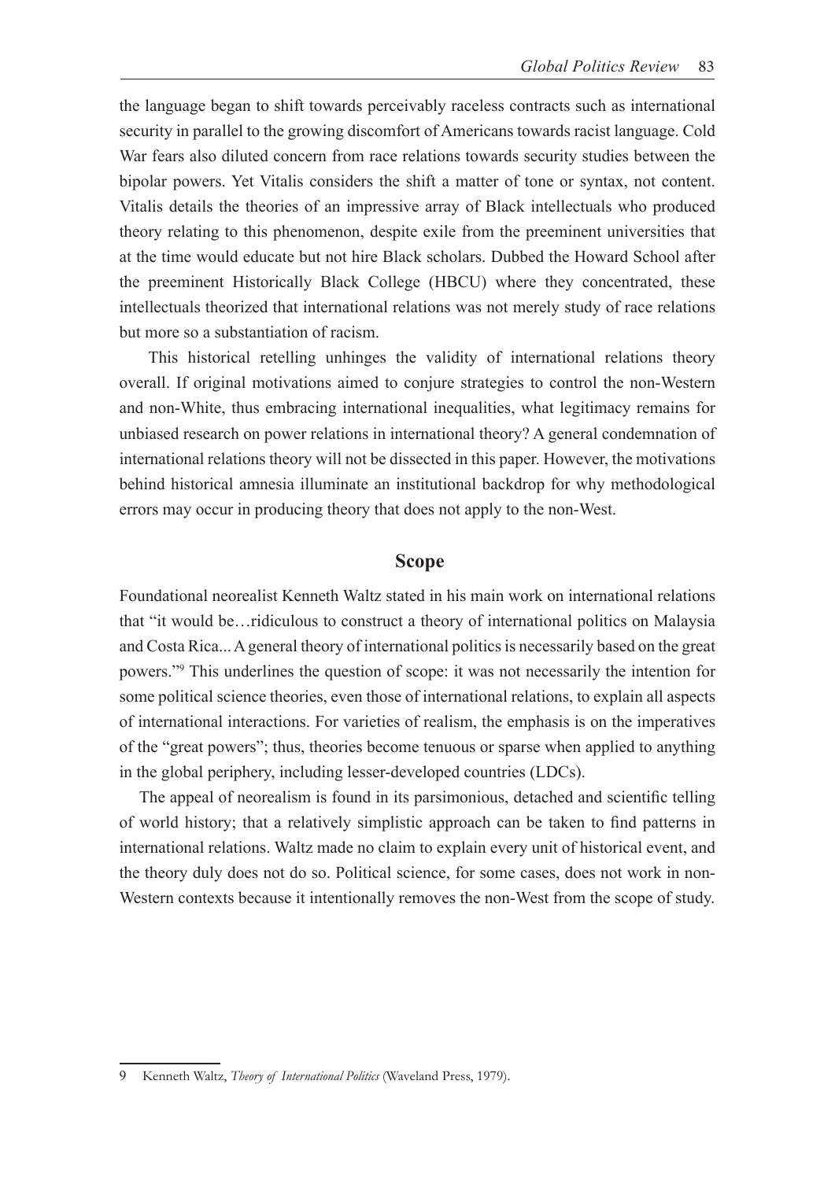the language began to shift towards perceivably raceless contracts such as international security in parallel to the growing discomfort of Americans towards racist language. Cold War fears also diluted concern from race relations towards security studies between the bipolar powers. Yet Vitalis considers the shift a matter of tone or syntax, not content. Vitalis details the theories of an impressive array of Black intellectuals who produced theory relating to this phenomenon, despite exile from the preeminent universities that at the time would educate but not hire Black scholars. Dubbed the Howard School after the preeminent Historically Black College (HBCU) where they concentrated, these intellectuals theorized that international relations was not merely study of race relations but more so a substantiation of racism.

This historical retelling unhinges the validity of international relations theory overall. If original motivations aimed to conjure strategies to control the non-Western and non-White, thus embracing international inequalities, what legitimacy remains for unbiased research on power relations in international theory? A general condemnation of international relations theory will not be dissected in this paper. However, the motivations behind historical amnesia illuminate an institutional backdrop for why methodological errors may occur in producing theory that does not apply to the non-West.

## Scope

Foundational neorealist Kenneth Waltz stated in his main work on international relations that "it would be…ridiculous to construct a theory of international politics on Malaysia and Costa Rica... A general theory of international politics is necessarily based on the great powers."[9] This underlines the question of scope: it was not necessarily the intention for some political science theories, even those of international relations, to explain all aspects of international interactions. For varieties of realism, the emphasis is on the imperatives of the "great powers"; thus, theories become tenuous or sparse when applied to anything in the global periphery, including lesser-developed countries (LDCs).

The appeal of neorealism is found in its parsimonious, detached and scientific telling of world history; that a relatively simplistic approach can be taken to find patterns in international relations. Waltz made no claim to explain every unit of historical event, and the theory duly does not do so. Political science, for some cases, does not work in non-Western contexts because it intentionally removes the non-West from the scope of study.

---

9 Kenneth Waltz, *Theory of International Politics* (Waveland Press, 1979).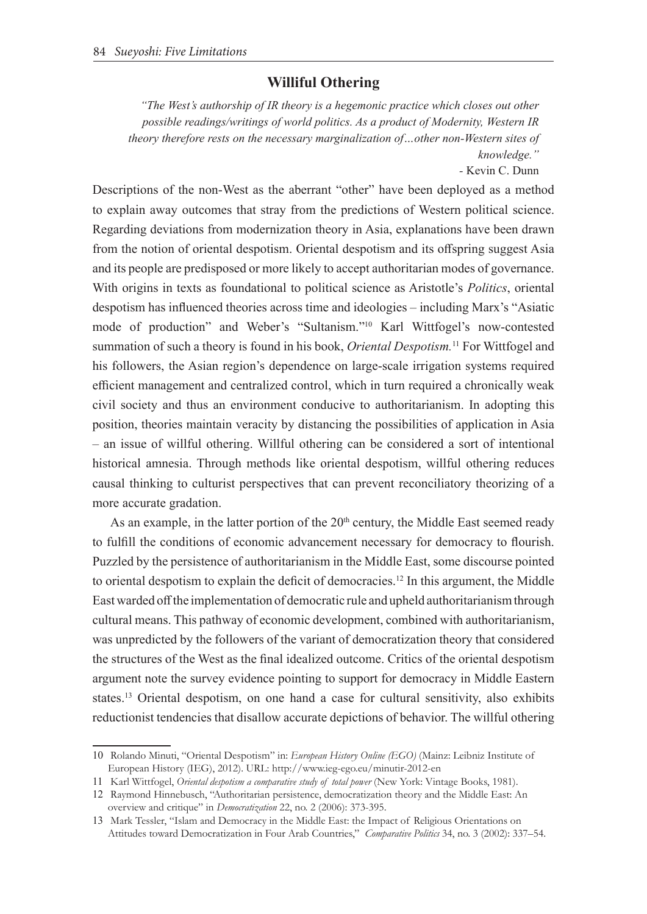## Willful Othering

> *"The West's authorship of IR theory is a hegemonic practice which closes out other possible readings/writings of world politics. As a product of Modernity, Western IR theory therefore rests on the necessary marginalization of…other non-Western sites of knowledge."*
>
> - Kevin C. Dunn

Descriptions of the non-West as the aberrant "other" have been deployed as a method to explain away outcomes that stray from the predictions of Western political science. Regarding deviations from modernization theory in Asia, explanations have been drawn from the notion of oriental despotism. Oriental despotism and its offspring suggest Asia and its people are predisposed or more likely to accept authoritarian modes of governance. With origins in texts as foundational to political science as Aristotle's *Politics*, oriental despotism has influenced theories across time and ideologies – including Marx's "Asiatic mode of production" and Weber's "Sultanism."[10] Karl Wittfogel's now-contested summation of such a theory is found in his book, *Oriental Despotism.*[11] For Wittfogel and his followers, the Asian region's dependence on large-scale irrigation systems required efficient management and centralized control, which in turn required a chronically weak civil society and thus an environment conducive to authoritarianism. In adopting this position, theories maintain veracity by distancing the possibilities of application in Asia – an issue of willful othering. Willful othering can be considered a sort of intentional historical amnesia. Through methods like oriental despotism, willful othering reduces causal thinking to culturist perspectives that can prevent reconciliatory theorizing of a more accurate gradation.

As an example, in the latter portion of the 20th century, the Middle East seemed ready to fulfill the conditions of economic advancement necessary for democracy to flourish. Puzzled by the persistence of authoritarianism in the Middle East, some discourse pointed to oriental despotism to explain the deficit of democracies.[12] In this argument, the Middle East warded off the implementation of democratic rule and upheld authoritarianism through cultural means. This pathway of economic development, combined with authoritarianism, was unpredicted by the followers of the variant of democratization theory that considered the structures of the West as the final idealized outcome. Critics of the oriental despotism argument note the survey evidence pointing to support for democracy in Middle Eastern states.[13] Oriental despotism, on one hand a case for cultural sensitivity, also exhibits reductionist tendencies that disallow accurate depictions of behavior. The willful othering

---

10 Rolando Minuti, "Oriental Despotism" in: *European History Online (EGO)* (Mainz: Leibniz Institute of European History (IEG), 2012). URL: http://www.ieg-ego.eu/minutir-2012-en

11 Karl Wittfogel, *Oriental despotism a comparative study of total power* (New York: Vintage Books, 1981).

12 Raymond Hinnebusch, "Authoritarian persistence, democratization theory and the Middle East: An overview and critique" in *Democratization* 22, no. 2 (2006): 373-395.

13 Mark Tessler, "Islam and Democracy in the Middle East: the Impact of Religious Orientations on Attitudes toward Democratization in Four Arab Countries," *Comparative Politics* 34, no. 3 (2002): 337–54.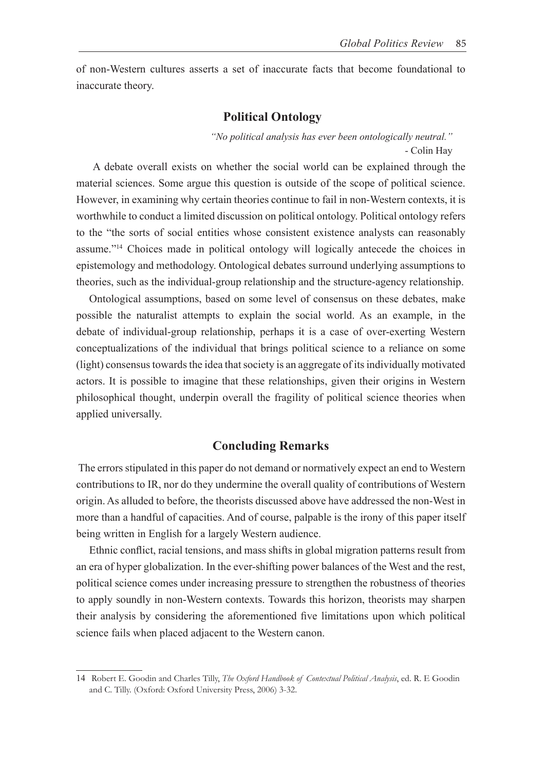of non-Western cultures asserts a set of inaccurate facts that become foundational to inaccurate theory.

## Political Ontology

*"No political analysis has ever been ontologically neutral."*
- Colin Hay

A debate overall exists on whether the social world can be explained through the material sciences. Some argue this question is outside of the scope of political science. However, in examining why certain theories continue to fail in non-Western contexts, it is worthwhile to conduct a limited discussion on political ontology. Political ontology refers to the "the sorts of social entities whose consistent existence analysts can reasonably assume."[14] Choices made in political ontology will logically antecede the choices in epistemology and methodology. Ontological debates surround underlying assumptions to theories, such as the individual-group relationship and the structure-agency relationship.

Ontological assumptions, based on some level of consensus on these debates, make possible the naturalist attempts to explain the social world. As an example, in the debate of individual-group relationship, perhaps it is a case of over-exerting Western conceptualizations of the individual that brings political science to a reliance on some (light) consensus towards the idea that society is an aggregate of its individually motivated actors. It is possible to imagine that these relationships, given their origins in Western philosophical thought, underpin overall the fragility of political science theories when applied universally.

## Concluding Remarks

The errors stipulated in this paper do not demand or normatively expect an end to Western contributions to IR, nor do they undermine the overall quality of contributions of Western origin. As alluded to before, the theorists discussed above have addressed the non-West in more than a handful of capacities. And of course, palpable is the irony of this paper itself being written in English for a largely Western audience.

Ethnic conflict, racial tensions, and mass shifts in global migration patterns result from an era of hyper globalization. In the ever-shifting power balances of the West and the rest, political science comes under increasing pressure to strengthen the robustness of theories to apply soundly in non-Western contexts. Towards this horizon, theorists may sharpen their analysis by considering the aforementioned five limitations upon which political science fails when placed adjacent to the Western canon.

---

14 Robert E. Goodin and Charles Tilly, *The Oxford Handbook of Contextual Political Analysis*, ed. R. E Goodin and C. Tilly. (Oxford: Oxford University Press, 2006) 3-32.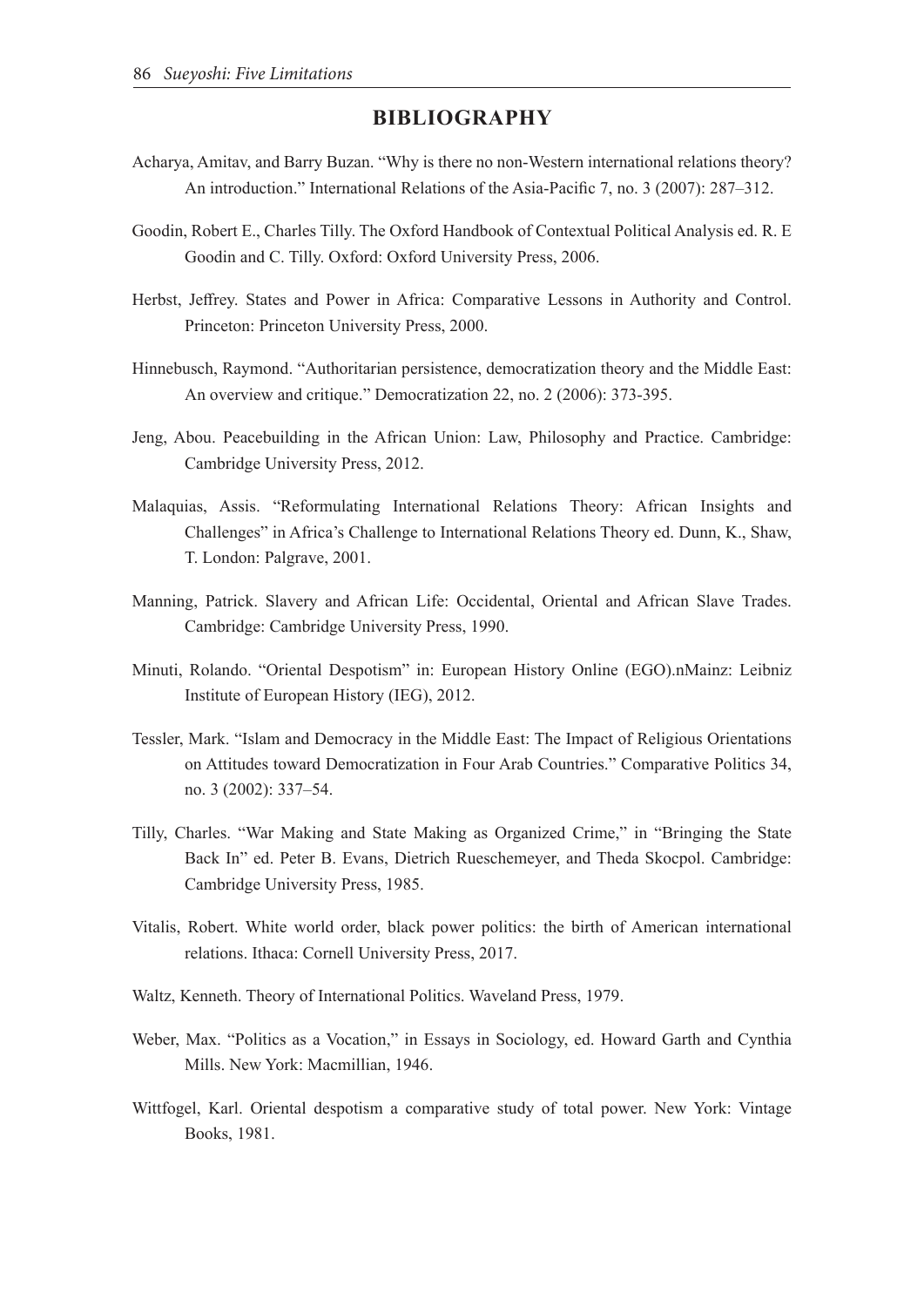## BIBLIOGRAPHY

Acharya, Amitav, and Barry Buzan. "Why is there no non-Western international relations theory? An introduction." International Relations of the Asia-Pacific 7, no. 3 (2007): 287–312.

Goodin, Robert E., Charles Tilly. The Oxford Handbook of Contextual Political Analysis ed. R. E Goodin and C. Tilly. Oxford: Oxford University Press, 2006.

Herbst, Jeffrey. States and Power in Africa: Comparative Lessons in Authority and Control. Princeton: Princeton University Press, 2000.

Hinnebusch, Raymond. "Authoritarian persistence, democratization theory and the Middle East: An overview and critique." Democratization 22, no. 2 (2006): 373-395.

Jeng, Abou. Peacebuilding in the African Union: Law, Philosophy and Practice. Cambridge: Cambridge University Press, 2012.

Malaquias, Assis. "Reformulating International Relations Theory: African Insights and Challenges" in Africa's Challenge to International Relations Theory ed. Dunn, K., Shaw, T. London: Palgrave, 2001.

Manning, Patrick. Slavery and African Life: Occidental, Oriental and African Slave Trades. Cambridge: Cambridge University Press, 1990.

Minuti, Rolando. "Oriental Despotism" in: European History Online (EGO).nMainz: Leibniz Institute of European History (IEG), 2012.

Tessler, Mark. "Islam and Democracy in the Middle East: The Impact of Religious Orientations on Attitudes toward Democratization in Four Arab Countries." Comparative Politics 34, no. 3 (2002): 337–54.

Tilly, Charles. "War Making and State Making as Organized Crime," in "Bringing the State Back In" ed. Peter B. Evans, Dietrich Rueschemeyer, and Theda Skocpol. Cambridge: Cambridge University Press, 1985.

Vitalis, Robert. White world order, black power politics: the birth of American international relations. Ithaca: Cornell University Press, 2017.

Waltz, Kenneth. Theory of International Politics. Waveland Press, 1979.

Weber, Max. "Politics as a Vocation," in Essays in Sociology, ed. Howard Garth and Cynthia Mills. New York: Macmillian, 1946.

Wittfogel, Karl. Oriental despotism a comparative study of total power. New York: Vintage Books, 1981.